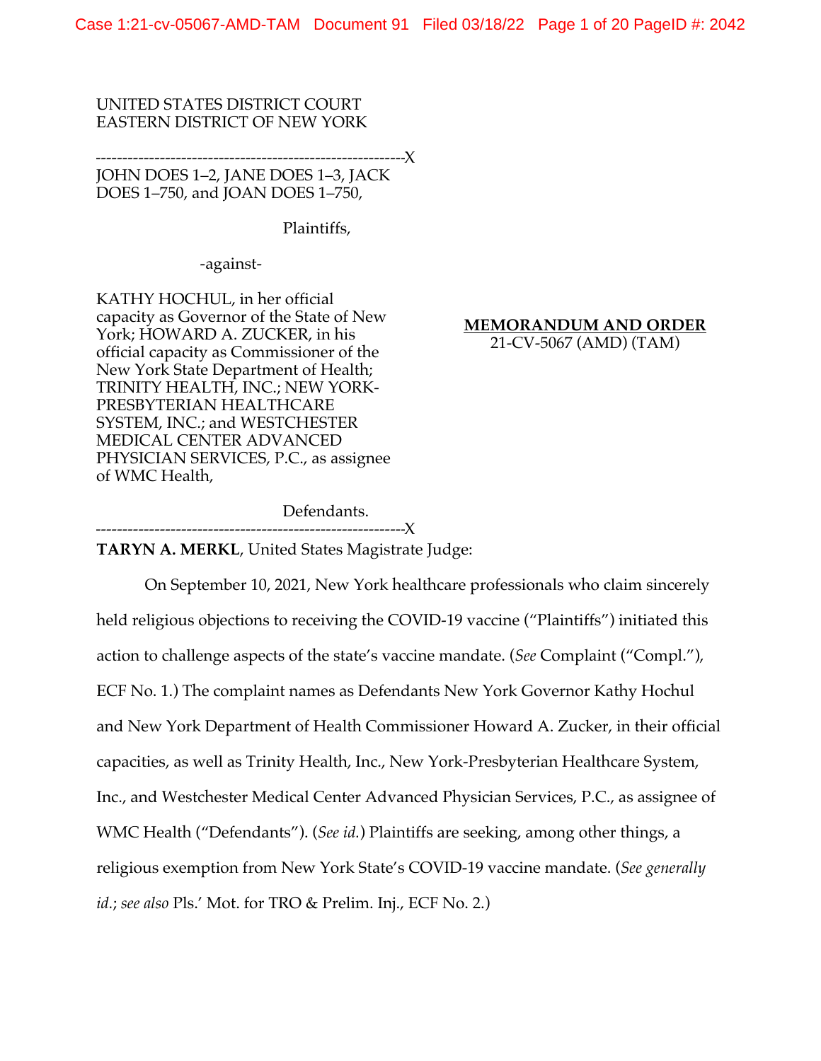UNITED STATES DISTRICT COURT
EASTERN DISTRICT OF NEW YORK

---------------------------------------------------------X

JOHN DOES 1–2, JANE DOES 1–3, JACK DOES 1–750, and JOAN DOES 1–750,

Plaintiffs,

-against-

KATHY HOCHUL, in her official capacity as Governor of the State of New York; HOWARD A. ZUCKER, in his official capacity as Commissioner of the New York State Department of Health; TRINITY HEALTH, INC.; NEW YORK-PRESBYTERIAN HEALTHCARE SYSTEM, INC.; and WESTCHESTER MEDICAL CENTER ADVANCED PHYSICIAN SERVICES, P.C., as assignee of WMC Health,

Defendants.

---------------------------------------------------------X

**MEMORANDUM AND ORDER**
21-CV-5067 (AMD) (TAM)

**TARYN A. MERKL**, United States Magistrate Judge:

On September 10, 2021, New York healthcare professionals who claim sincerely held religious objections to receiving the COVID-19 vaccine ("Plaintiffs") initiated this action to challenge aspects of the state's vaccine mandate. (*See* Complaint ("Compl."), ECF No. 1.) The complaint names as Defendants New York Governor Kathy Hochul and New York Department of Health Commissioner Howard A. Zucker, in their official capacities, as well as Trinity Health, Inc., New York-Presbyterian Healthcare System, Inc., and Westchester Medical Center Advanced Physician Services, P.C., as assignee of WMC Health ("Defendants"). (*See id.*) Plaintiffs are seeking, among other things, a religious exemption from New York State's COVID-19 vaccine mandate. (*See generally id.*; *see also* Pls.' Mot. for TRO & Prelim. Inj., ECF No. 2.)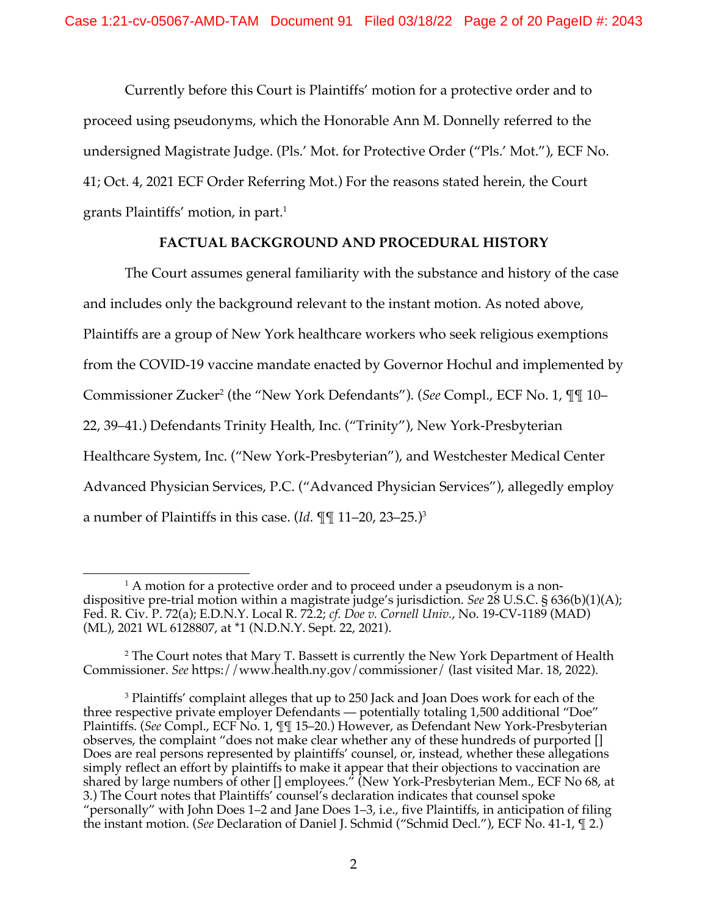Currently before this Court is Plaintiffs' motion for a protective order and to proceed using pseudonyms, which the Honorable Ann M. Donnelly referred to the undersigned Magistrate Judge. (Pls.' Mot. for Protective Order ("Pls.' Mot."), ECF No. 41; Oct. 4, 2021 ECF Order Referring Mot.) For the reasons stated herein, the Court grants Plaintiffs' motion, in part.[1]

**FACTUAL BACKGROUND AND PROCEDURAL HISTORY**

The Court assumes general familiarity with the substance and history of the case and includes only the background relevant to the instant motion. As noted above, Plaintiffs are a group of New York healthcare workers who seek religious exemptions from the COVID-19 vaccine mandate enacted by Governor Hochul and implemented by Commissioner Zucker[2] (the "New York Defendants"). (*See* Compl., ECF No. 1, ¶¶ 10–22, 39–41.) Defendants Trinity Health, Inc. ("Trinity"), New York-Presbyterian Healthcare System, Inc. ("New York-Presbyterian"), and Westchester Medical Center Advanced Physician Services, P.C. ("Advanced Physician Services"), allegedly employ a number of Plaintiffs in this case. (*Id.* ¶¶ 11–20, 23–25.)[3]

---

[1] A motion for a protective order and to proceed under a pseudonym is a non-dispositive pre-trial motion within a magistrate judge's jurisdiction. *See* 28 U.S.C. § 636(b)(1)(A); Fed. R. Civ. P. 72(a); E.D.N.Y. Local R. 72.2; *cf. Doe v. Cornell Univ.*, No. 19-CV-1189 (MAD) (ML), 2021 WL 6128807, at *1 (N.D.N.Y. Sept. 22, 2021).

[2] The Court notes that Mary T. Bassett is currently the New York Department of Health Commissioner. *See* https://www.health.ny.gov/commissioner/ (last visited Mar. 18, 2022).

[3] Plaintiffs' complaint alleges that up to 250 Jack and Joan Does work for each of the three respective private employer Defendants — potentially totaling 1,500 additional "Doe" Plaintiffs. (*See* Compl., ECF No. 1, ¶¶ 15–20.) However, as Defendant New York-Presbyterian observes, the complaint "does not make clear whether any of these hundreds of purported [] Does are real persons represented by plaintiffs' counsel, or, instead, whether these allegations simply reflect an effort by plaintiffs to make it appear that their objections to vaccination are shared by large numbers of other [] employees." (New York-Presbyterian Mem., ECF No 68, at 3.) The Court notes that Plaintiffs' counsel's declaration indicates that counsel spoke "personally" with John Does 1–2 and Jane Does 1–3, i.e., five Plaintiffs, in anticipation of filing the instant motion. (*See* Declaration of Daniel J. Schmid ("Schmid Decl."), ECF No. 41-1, ¶ 2.)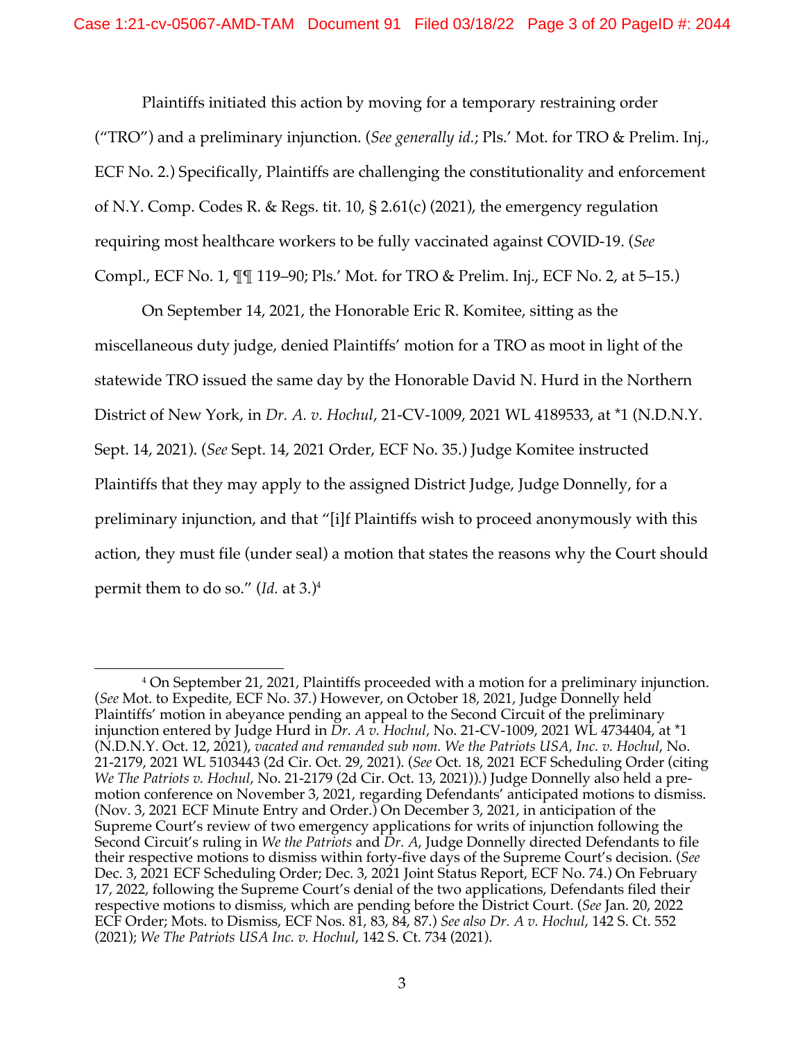Plaintiffs initiated this action by moving for a temporary restraining order ("TRO") and a preliminary injunction. (*See generally id.*; Pls.' Mot. for TRO & Prelim. Inj., ECF No. 2.) Specifically, Plaintiffs are challenging the constitutionality and enforcement of N.Y. Comp. Codes R. & Regs. tit. 10, § 2.61(c) (2021), the emergency regulation requiring most healthcare workers to be fully vaccinated against COVID-19. (*See* Compl., ECF No. 1, ¶¶ 119–90; Pls.' Mot. for TRO & Prelim. Inj., ECF No. 2, at 5–15.)

On September 14, 2021, the Honorable Eric R. Komitee, sitting as the miscellaneous duty judge, denied Plaintiffs' motion for a TRO as moot in light of the statewide TRO issued the same day by the Honorable David N. Hurd in the Northern District of New York, in *Dr. A. v. Hochul*, 21-CV-1009, 2021 WL 4189533, at *1 (N.D.N.Y. Sept. 14, 2021). (*See* Sept. 14, 2021 Order, ECF No. 35.) Judge Komitee instructed Plaintiffs that they may apply to the assigned District Judge, Judge Donnelly, for a preliminary injunction, and that "[i]f Plaintiffs wish to proceed anonymously with this action, they must file (under seal) a motion that states the reasons why the Court should permit them to do so." (*Id.* at 3.)[4]

---

[4] On September 21, 2021, Plaintiffs proceeded with a motion for a preliminary injunction. (*See* Mot. to Expedite, ECF No. 37.) However, on October 18, 2021, Judge Donnelly held Plaintiffs' motion in abeyance pending an appeal to the Second Circuit of the preliminary injunction entered by Judge Hurd in *Dr. A v. Hochul*, No. 21-CV-1009, 2021 WL 4734404, at *1 (N.D.N.Y. Oct. 12, 2021), *vacated and remanded sub nom. We the Patriots USA, Inc. v. Hochul*, No. 21-2179, 2021 WL 5103443 (2d Cir. Oct. 29, 2021). (*See* Oct. 18, 2021 ECF Scheduling Order (citing *We The Patriots v. Hochul*, No. 21-2179 (2d Cir. Oct. 13, 2021)).) Judge Donnelly also held a pre-motion conference on November 3, 2021, regarding Defendants' anticipated motions to dismiss. (Nov. 3, 2021 ECF Minute Entry and Order.) On December 3, 2021, in anticipation of the Supreme Court's review of two emergency applications for writs of injunction following the Second Circuit's ruling in *We the Patriots* and *Dr. A*, Judge Donnelly directed Defendants to file their respective motions to dismiss within forty-five days of the Supreme Court's decision. (*See* Dec. 3, 2021 ECF Scheduling Order; Dec. 3, 2021 Joint Status Report, ECF No. 74.) On February 17, 2022, following the Supreme Court's denial of the two applications, Defendants filed their respective motions to dismiss, which are pending before the District Court. (*See* Jan. 20, 2022 ECF Order; Mots. to Dismiss, ECF Nos. 81, 83, 84, 87.) *See also Dr. A v. Hochul*, 142 S. Ct. 552 (2021); *We The Patriots USA Inc. v. Hochul*, 142 S. Ct. 734 (2021).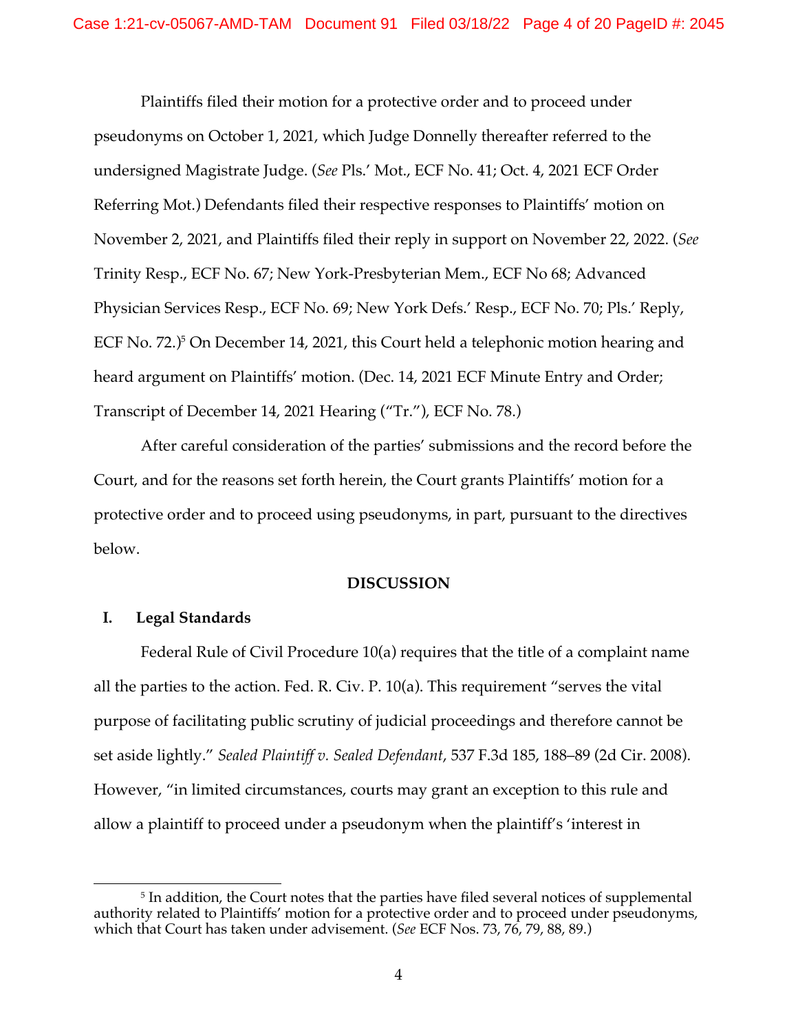Plaintiffs filed their motion for a protective order and to proceed under pseudonyms on October 1, 2021, which Judge Donnelly thereafter referred to the undersigned Magistrate Judge. (*See* Pls.' Mot., ECF No. 41; Oct. 4, 2021 ECF Order Referring Mot.) Defendants filed their respective responses to Plaintiffs' motion on November 2, 2021, and Plaintiffs filed their reply in support on November 22, 2022. (*See* Trinity Resp., ECF No. 67; New York-Presbyterian Mem., ECF No 68; Advanced Physician Services Resp., ECF No. 69; New York Defs.' Resp., ECF No. 70; Pls.' Reply, ECF No. 72.)[5] On December 14, 2021, this Court held a telephonic motion hearing and heard argument on Plaintiffs' motion. (Dec. 14, 2021 ECF Minute Entry and Order; Transcript of December 14, 2021 Hearing ("Tr."), ECF No. 78.)

After careful consideration of the parties' submissions and the record before the Court, and for the reasons set forth herein, the Court grants Plaintiffs' motion for a protective order and to proceed using pseudonyms, in part, pursuant to the directives below.

## DISCUSSION

### I. Legal Standards

Federal Rule of Civil Procedure 10(a) requires that the title of a complaint name all the parties to the action. Fed. R. Civ. P. 10(a). This requirement "serves the vital purpose of facilitating public scrutiny of judicial proceedings and therefore cannot be set aside lightly." *Sealed Plaintiff v. Sealed Defendant*, 537 F.3d 185, 188–89 (2d Cir. 2008). However, "in limited circumstances, courts may grant an exception to this rule and allow a plaintiff to proceed under a pseudonym when the plaintiff's 'interest in

---

[5] In addition, the Court notes that the parties have filed several notices of supplemental authority related to Plaintiffs' motion for a protective order and to proceed under pseudonyms, which that Court has taken under advisement. (*See* ECF Nos. 73, 76, 79, 88, 89.)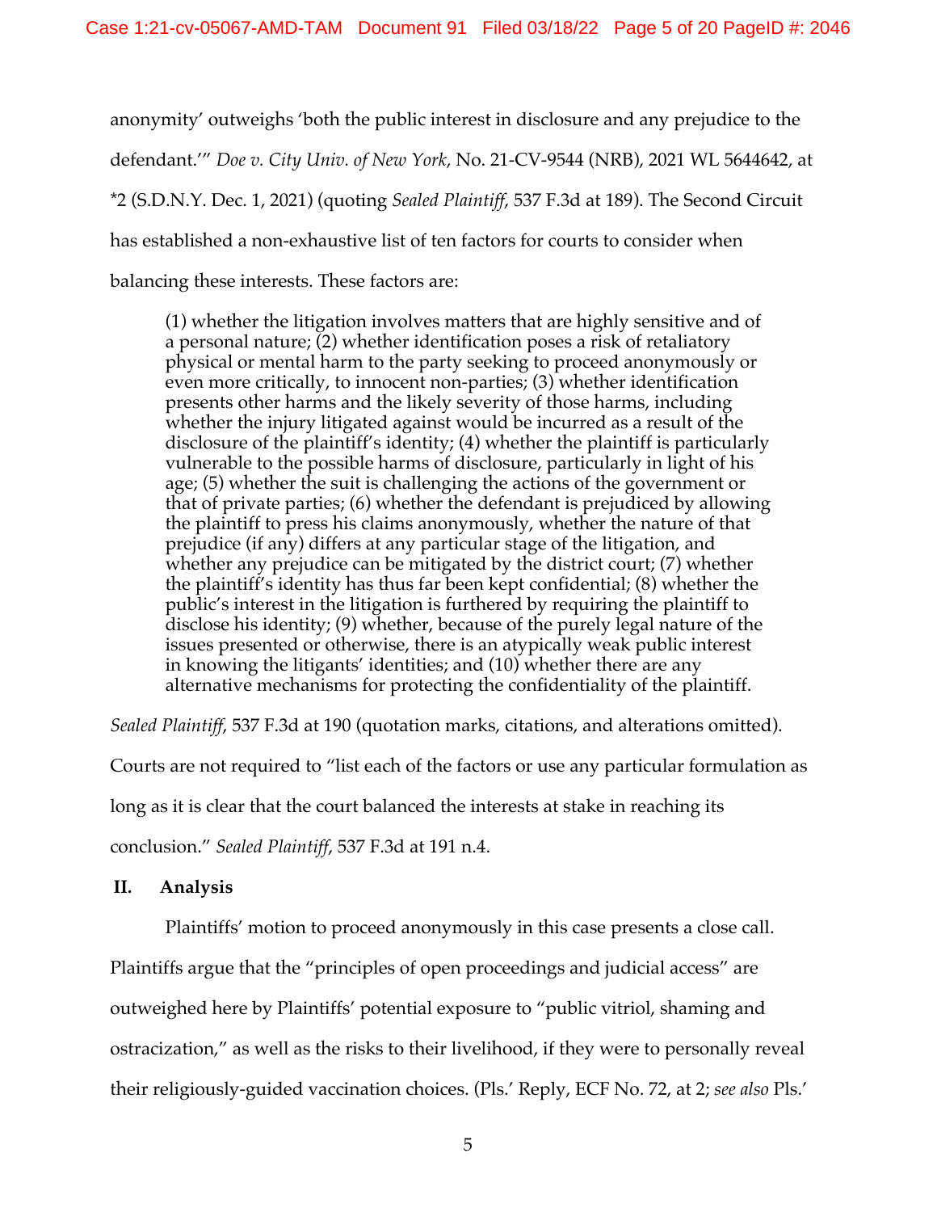anonymity' outweighs 'both the public interest in disclosure and any prejudice to the defendant.'" *Doe v. City Univ. of New York*, No. 21-CV-9544 (NRB), 2021 WL 5644642, at *2 (S.D.N.Y. Dec. 1, 2021) (quoting *Sealed Plaintiff*, 537 F.3d at 189). The Second Circuit has established a non-exhaustive list of ten factors for courts to consider when balancing these interests. These factors are:

> (1) whether the litigation involves matters that are highly sensitive and of a personal nature; (2) whether identification poses a risk of retaliatory physical or mental harm to the party seeking to proceed anonymously or even more critically, to innocent non-parties; (3) whether identification presents other harms and the likely severity of those harms, including whether the injury litigated against would be incurred as a result of the disclosure of the plaintiff's identity; (4) whether the plaintiff is particularly vulnerable to the possible harms of disclosure, particularly in light of his age; (5) whether the suit is challenging the actions of the government or that of private parties; (6) whether the defendant is prejudiced by allowing the plaintiff to press his claims anonymously, whether the nature of that prejudice (if any) differs at any particular stage of the litigation, and whether any prejudice can be mitigated by the district court; (7) whether the plaintiff's identity has thus far been kept confidential; (8) whether the public's interest in the litigation is furthered by requiring the plaintiff to disclose his identity; (9) whether, because of the purely legal nature of the issues presented or otherwise, there is an atypically weak public interest in knowing the litigants' identities; and (10) whether there are any alternative mechanisms for protecting the confidentiality of the plaintiff.

*Sealed Plaintiff*, 537 F.3d at 190 (quotation marks, citations, and alterations omitted). Courts are not required to "list each of the factors or use any particular formulation as long as it is clear that the court balanced the interests at stake in reaching its conclusion." *Sealed Plaintiff*, 537 F.3d at 191 n.4.

## II. Analysis

Plaintiffs' motion to proceed anonymously in this case presents a close call. Plaintiffs argue that the "principles of open proceedings and judicial access" are outweighed here by Plaintiffs' potential exposure to "public vitriol, shaming and ostracization," as well as the risks to their livelihood, if they were to personally reveal their religiously-guided vaccination choices. (Pls.' Reply, ECF No. 72, at 2; *see also* Pls.'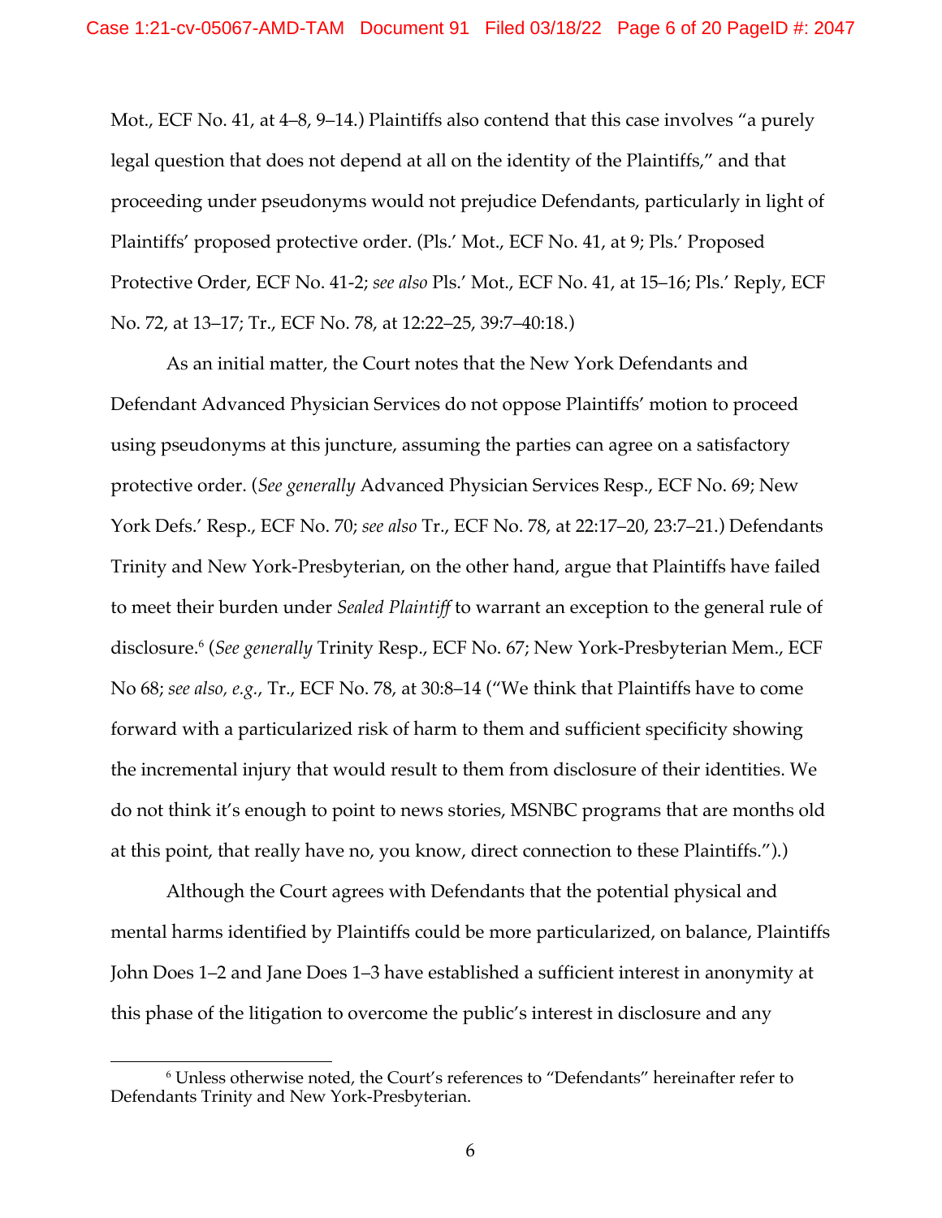Mot., ECF No. 41, at 4–8, 9–14.) Plaintiffs also contend that this case involves "a purely legal question that does not depend at all on the identity of the Plaintiffs," and that proceeding under pseudonyms would not prejudice Defendants, particularly in light of Plaintiffs' proposed protective order. (Pls.' Mot., ECF No. 41, at 9; Pls.' Proposed Protective Order, ECF No. 41-2; *see also* Pls.' Mot., ECF No. 41, at 15–16; Pls.' Reply, ECF No. 72, at 13–17; Tr., ECF No. 78, at 12:22–25, 39:7–40:18.)

As an initial matter, the Court notes that the New York Defendants and Defendant Advanced Physician Services do not oppose Plaintiffs' motion to proceed using pseudonyms at this juncture, assuming the parties can agree on a satisfactory protective order. (*See generally* Advanced Physician Services Resp., ECF No. 69; New York Defs.' Resp., ECF No. 70; *see also* Tr., ECF No. 78, at 22:17–20, 23:7–21.) Defendants Trinity and New York-Presbyterian, on the other hand, argue that Plaintiffs have failed to meet their burden under *Sealed Plaintiff* to warrant an exception to the general rule of disclosure.[6] (*See generally* Trinity Resp., ECF No. 67; New York-Presbyterian Mem., ECF No 68; *see also, e.g.*, Tr., ECF No. 78, at 30:8–14 ("We think that Plaintiffs have to come forward with a particularized risk of harm to them and sufficient specificity showing the incremental injury that would result to them from disclosure of their identities. We do not think it's enough to point to news stories, MSNBC programs that are months old at this point, that really have no, you know, direct connection to these Plaintiffs.").)

Although the Court agrees with Defendants that the potential physical and mental harms identified by Plaintiffs could be more particularized, on balance, Plaintiffs John Does 1–2 and Jane Does 1–3 have established a sufficient interest in anonymity at this phase of the litigation to overcome the public's interest in disclosure and any

[6] Unless otherwise noted, the Court's references to "Defendants" hereinafter refer to Defendants Trinity and New York-Presbyterian.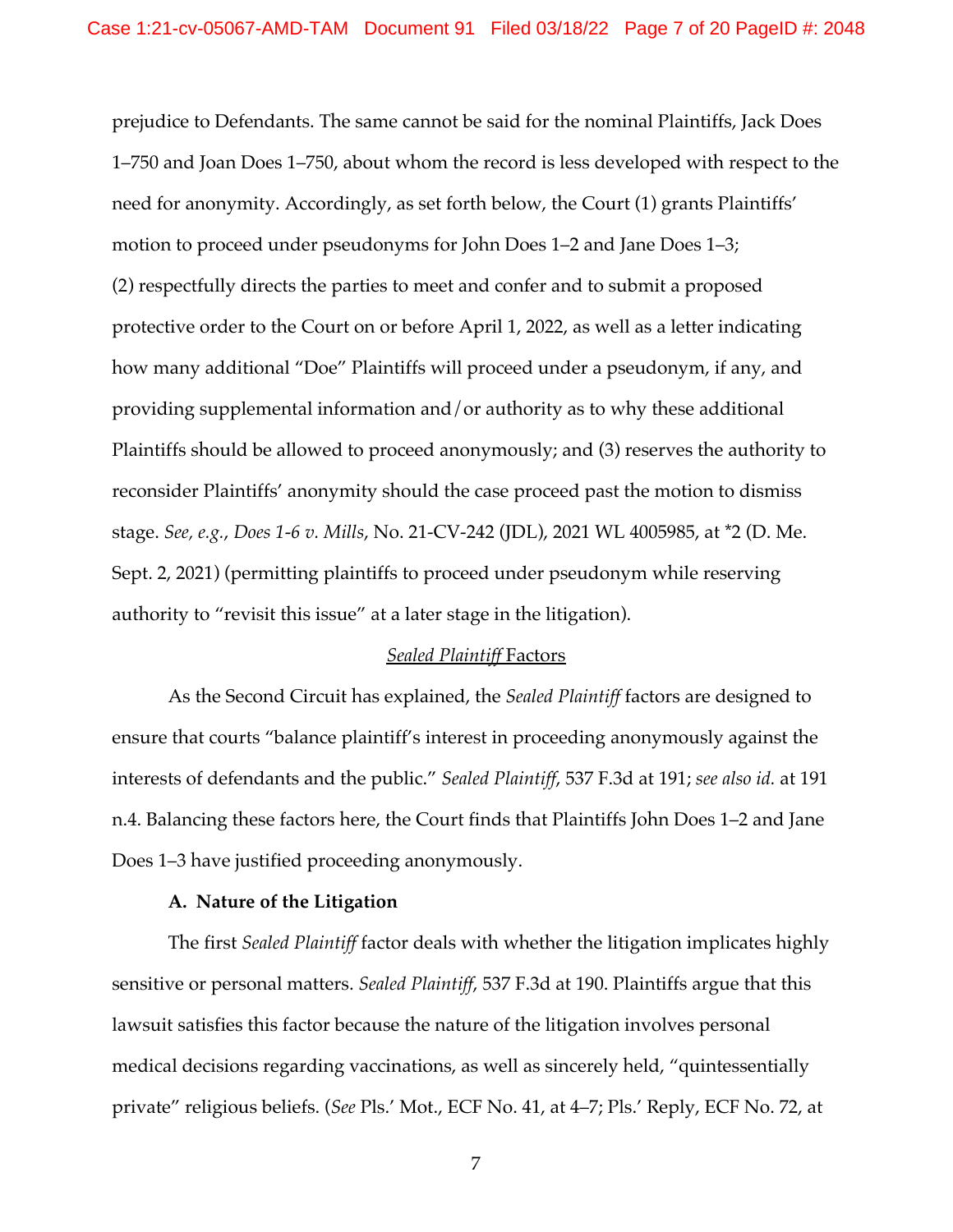prejudice to Defendants. The same cannot be said for the nominal Plaintiffs, Jack Does 1–750 and Joan Does 1–750, about whom the record is less developed with respect to the need for anonymity. Accordingly, as set forth below, the Court (1) grants Plaintiffs' motion to proceed under pseudonyms for John Does 1–2 and Jane Does 1–3; (2) respectfully directs the parties to meet and confer and to submit a proposed protective order to the Court on or before April 1, 2022, as well as a letter indicating how many additional "Doe" Plaintiffs will proceed under a pseudonym, if any, and providing supplemental information and/or authority as to why these additional Plaintiffs should be allowed to proceed anonymously; and (3) reserves the authority to reconsider Plaintiffs' anonymity should the case proceed past the motion to dismiss stage. *See, e.g.*, *Does 1-6 v. Mills*, No. 21-CV-242 (JDL), 2021 WL 4005985, at *2 (D. Me. Sept. 2, 2021) (permitting plaintiffs to proceed under pseudonym while reserving authority to "revisit this issue" at a later stage in the litigation).

## *Sealed Plaintiff* Factors

As the Second Circuit has explained, the *Sealed Plaintiff* factors are designed to ensure that courts "balance plaintiff's interest in proceeding anonymously against the interests of defendants and the public." *Sealed Plaintiff*, 537 F.3d at 191; *see also id.* at 191 n.4. Balancing these factors here, the Court finds that Plaintiffs John Does 1–2 and Jane Does 1–3 have justified proceeding anonymously.

### A. Nature of the Litigation

The first *Sealed Plaintiff* factor deals with whether the litigation implicates highly sensitive or personal matters. *Sealed Plaintiff*, 537 F.3d at 190. Plaintiffs argue that this lawsuit satisfies this factor because the nature of the litigation involves personal medical decisions regarding vaccinations, as well as sincerely held, "quintessentially private" religious beliefs. (*See* Pls.' Mot., ECF No. 41, at 4–7; Pls.' Reply, ECF No. 72, at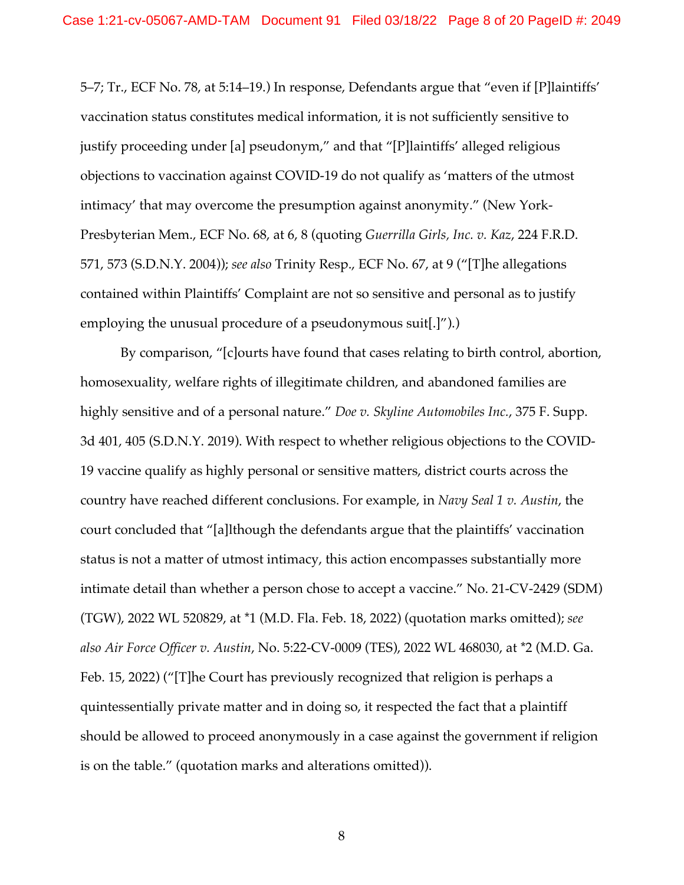5–7; Tr., ECF No. 78, at 5:14–19.) In response, Defendants argue that "even if [P]laintiffs' vaccination status constitutes medical information, it is not sufficiently sensitive to justify proceeding under [a] pseudonym," and that "[P]laintiffs' alleged religious objections to vaccination against COVID-19 do not qualify as 'matters of the utmost intimacy' that may overcome the presumption against anonymity." (New York-Presbyterian Mem., ECF No. 68, at 6, 8 (quoting *Guerrilla Girls, Inc. v. Kaz*, 224 F.R.D. 571, 573 (S.D.N.Y. 2004)); *see also* Trinity Resp., ECF No. 67, at 9 ("[T]he allegations contained within Plaintiffs' Complaint are not so sensitive and personal as to justify employing the unusual procedure of a pseudonymous suit[.]").)

By comparison, "[c]ourts have found that cases relating to birth control, abortion, homosexuality, welfare rights of illegitimate children, and abandoned families are highly sensitive and of a personal nature." *Doe v. Skyline Automobiles Inc.*, 375 F. Supp. 3d 401, 405 (S.D.N.Y. 2019). With respect to whether religious objections to the COVID-19 vaccine qualify as highly personal or sensitive matters, district courts across the country have reached different conclusions. For example, in *Navy Seal 1 v. Austin*, the court concluded that "[a]lthough the defendants argue that the plaintiffs' vaccination status is not a matter of utmost intimacy, this action encompasses substantially more intimate detail than whether a person chose to accept a vaccine." No. 21-CV-2429 (SDM) (TGW), 2022 WL 520829, at *1 (M.D. Fla. Feb. 18, 2022) (quotation marks omitted); *see also Air Force Officer v. Austin*, No. 5:22-CV-0009 (TES), 2022 WL 468030, at *2 (M.D. Ga. Feb. 15, 2022) ("[T]he Court has previously recognized that religion is perhaps a quintessentially private matter and in doing so, it respected the fact that a plaintiff should be allowed to proceed anonymously in a case against the government if religion is on the table." (quotation marks and alterations omitted)).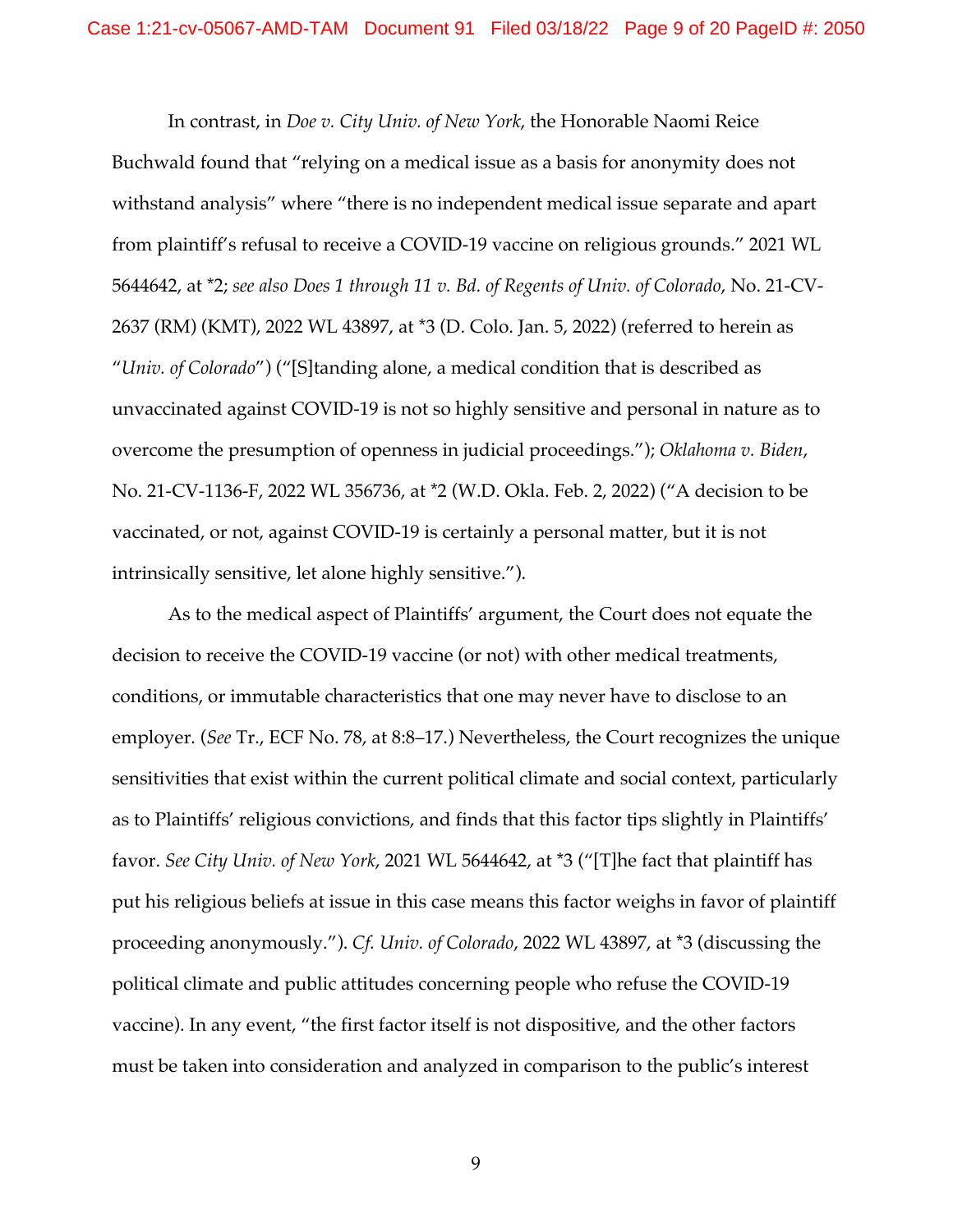In contrast, in *Doe v. City Univ. of New York*, the Honorable Naomi Reice Buchwald found that "relying on a medical issue as a basis for anonymity does not withstand analysis" where "there is no independent medical issue separate and apart from plaintiff's refusal to receive a COVID-19 vaccine on religious grounds." 2021 WL 5644642, at *2; *see also Does 1 through 11 v. Bd. of Regents of Univ. of Colorado*, No. 21-CV-2637 (RM) (KMT), 2022 WL 43897, at *3 (D. Colo. Jan. 5, 2022) (referred to herein as "*Univ. of Colorado*") ("[S]tanding alone, a medical condition that is described as unvaccinated against COVID-19 is not so highly sensitive and personal in nature as to overcome the presumption of openness in judicial proceedings."); *Oklahoma v. Biden*, No. 21-CV-1136-F, 2022 WL 356736, at *2 (W.D. Okla. Feb. 2, 2022) ("A decision to be vaccinated, or not, against COVID-19 is certainly a personal matter, but it is not intrinsically sensitive, let alone highly sensitive.").

As to the medical aspect of Plaintiffs' argument, the Court does not equate the decision to receive the COVID-19 vaccine (or not) with other medical treatments, conditions, or immutable characteristics that one may never have to disclose to an employer. (*See* Tr., ECF No. 78, at 8:8–17.) Nevertheless, the Court recognizes the unique sensitivities that exist within the current political climate and social context, particularly as to Plaintiffs' religious convictions, and finds that this factor tips slightly in Plaintiffs' favor. *See City Univ. of New York*, 2021 WL 5644642, at *3 ("[T]he fact that plaintiff has put his religious beliefs at issue in this case means this factor weighs in favor of plaintiff proceeding anonymously."). *Cf. Univ. of Colorado*, 2022 WL 43897, at *3 (discussing the political climate and public attitudes concerning people who refuse the COVID-19 vaccine). In any event, "the first factor itself is not dispositive, and the other factors must be taken into consideration and analyzed in comparison to the public's interest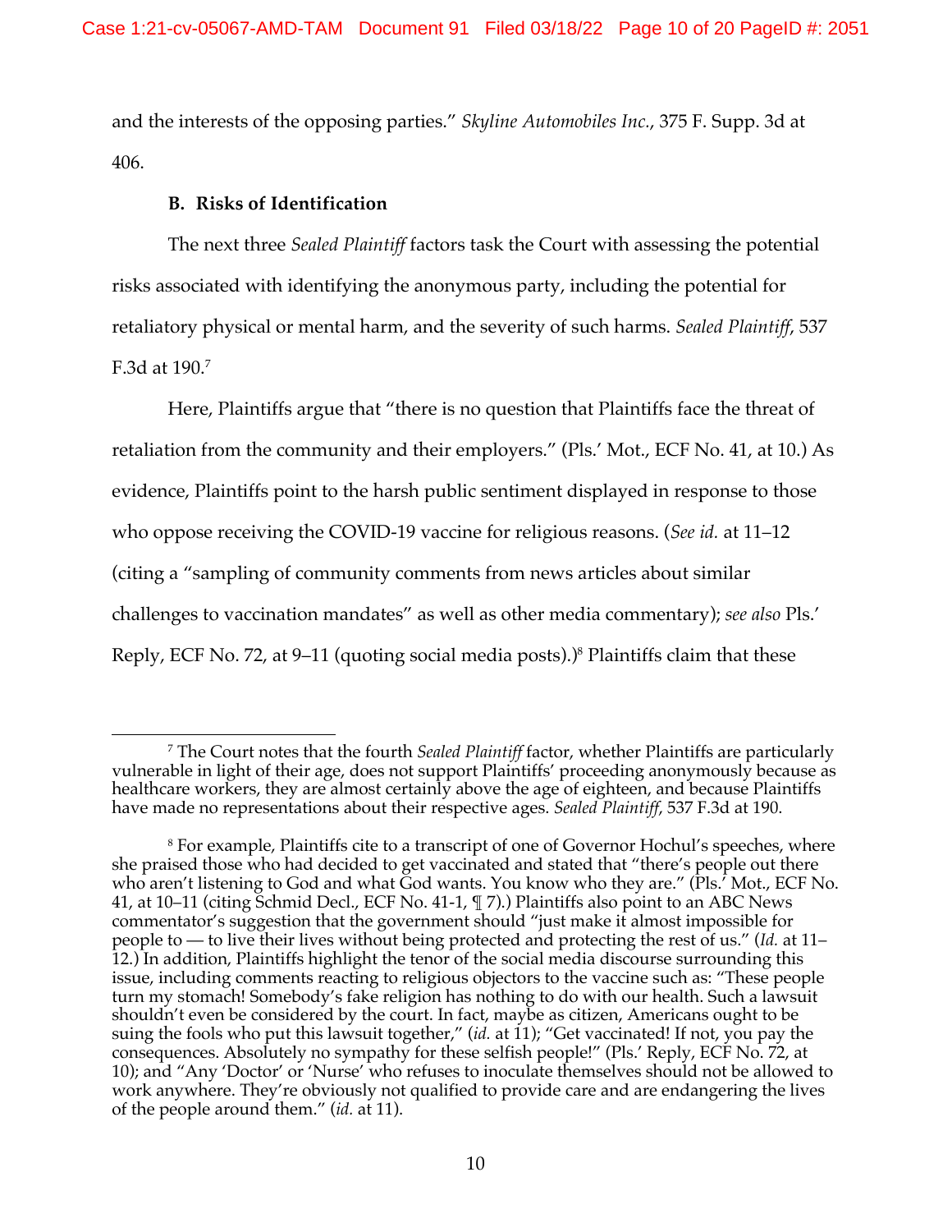and the interests of the opposing parties." *Skyline Automobiles Inc.*, 375 F. Supp. 3d at 406.

### B. Risks of Identification

The next three *Sealed Plaintiff* factors task the Court with assessing the potential risks associated with identifying the anonymous party, including the potential for retaliatory physical or mental harm, and the severity of such harms. *Sealed Plaintiff*, 537 F.3d at 190.[7]

Here, Plaintiffs argue that "there is no question that Plaintiffs face the threat of retaliation from the community and their employers." (Pls.' Mot., ECF No. 41, at 10.) As evidence, Plaintiffs point to the harsh public sentiment displayed in response to those who oppose receiving the COVID-19 vaccine for religious reasons. (*See id.* at 11–12 (citing a "sampling of community comments from news articles about similar challenges to vaccination mandates" as well as other media commentary); *see also* Pls.' Reply, ECF No. 72, at 9–11 (quoting social media posts).)[8] Plaintiffs claim that these

---

[7] The Court notes that the fourth *Sealed Plaintiff* factor, whether Plaintiffs are particularly vulnerable in light of their age, does not support Plaintiffs' proceeding anonymously because as healthcare workers, they are almost certainly above the age of eighteen, and because Plaintiffs have made no representations about their respective ages. *Sealed Plaintiff*, 537 F.3d at 190.

[8] For example, Plaintiffs cite to a transcript of one of Governor Hochul's speeches, where she praised those who had decided to get vaccinated and stated that "there's people out there who aren't listening to God and what God wants. You know who they are." (Pls.' Mot., ECF No. 41, at 10–11 (citing Schmid Decl., ECF No. 41-1, ¶ 7).) Plaintiffs also point to an ABC News commentator's suggestion that the government should "just make it almost impossible for people to — to live their lives without being protected and protecting the rest of us." (*Id.* at 11–12.) In addition, Plaintiffs highlight the tenor of the social media discourse surrounding this issue, including comments reacting to religious objectors to the vaccine such as: "These people turn my stomach! Somebody's fake religion has nothing to do with our health. Such a lawsuit shouldn't even be considered by the court. In fact, maybe as citizen, Americans ought to be suing the fools who put this lawsuit together," (*id.* at 11); "Get vaccinated! If not, you pay the consequences. Absolutely no sympathy for these selfish people!" (Pls.' Reply, ECF No. 72, at 10); and "Any 'Doctor' or 'Nurse' who refuses to inoculate themselves should not be allowed to work anywhere. They're obviously not qualified to provide care and are endangering the lives of the people around them." (*id.* at 11).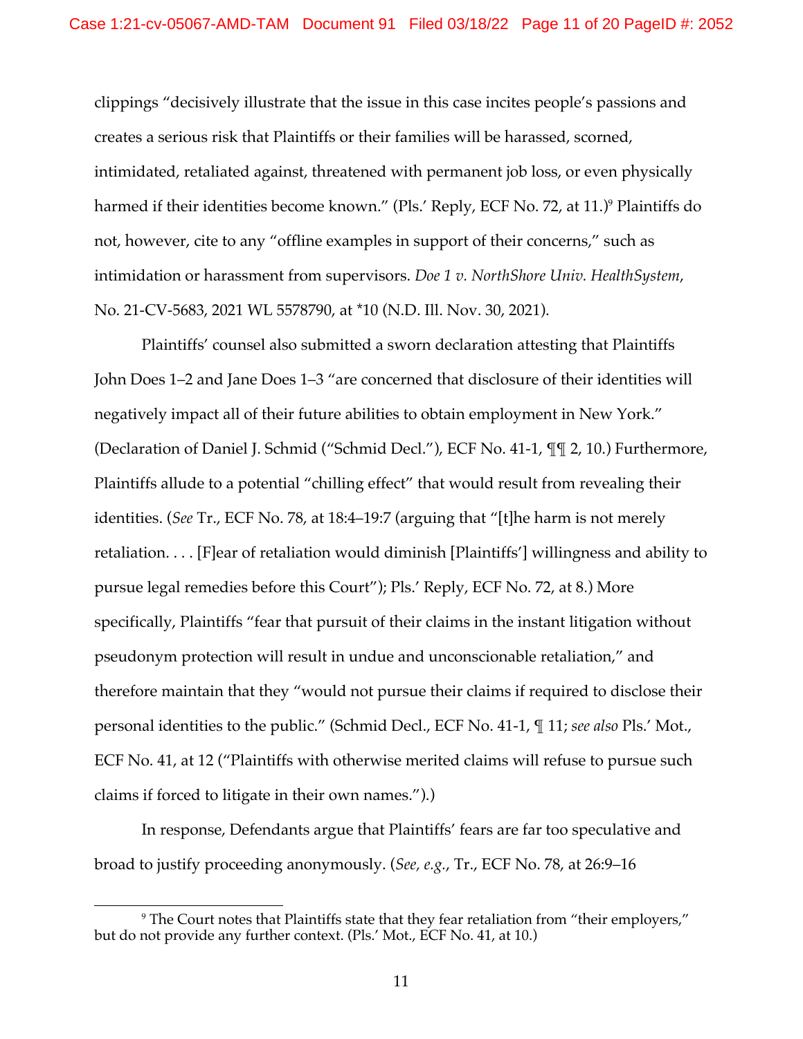clippings "decisively illustrate that the issue in this case incites people's passions and creates a serious risk that Plaintiffs or their families will be harassed, scorned, intimidated, retaliated against, threatened with permanent job loss, or even physically harmed if their identities become known." (Pls.' Reply, ECF No. 72, at 11.)[9] Plaintiffs do not, however, cite to any "offline examples in support of their concerns," such as intimidation or harassment from supervisors. *Doe 1 v. NorthShore Univ. HealthSystem*, No. 21-CV-5683, 2021 WL 5578790, at *10 (N.D. Ill. Nov. 30, 2021).

Plaintiffs' counsel also submitted a sworn declaration attesting that Plaintiffs John Does 1–2 and Jane Does 1–3 "are concerned that disclosure of their identities will negatively impact all of their future abilities to obtain employment in New York." (Declaration of Daniel J. Schmid ("Schmid Decl."), ECF No. 41-1, ¶¶ 2, 10.) Furthermore, Plaintiffs allude to a potential "chilling effect" that would result from revealing their identities. (*See* Tr., ECF No. 78, at 18:4–19:7 (arguing that "[t]he harm is not merely retaliation. . . . [F]ear of retaliation would diminish [Plaintiffs'] willingness and ability to pursue legal remedies before this Court"); Pls.' Reply, ECF No. 72, at 8.) More specifically, Plaintiffs "fear that pursuit of their claims in the instant litigation without pseudonym protection will result in undue and unconscionable retaliation," and therefore maintain that they "would not pursue their claims if required to disclose their personal identities to the public." (Schmid Decl., ECF No. 41-1, ¶ 11; *see also* Pls.' Mot., ECF No. 41, at 12 ("Plaintiffs with otherwise merited claims will refuse to pursue such claims if forced to litigate in their own names.").)

In response, Defendants argue that Plaintiffs' fears are far too speculative and broad to justify proceeding anonymously. (*See, e.g.*, Tr., ECF No. 78, at 26:9–16

[9] The Court notes that Plaintiffs state that they fear retaliation from "their employers," but do not provide any further context. (Pls.' Mot., ECF No. 41, at 10.)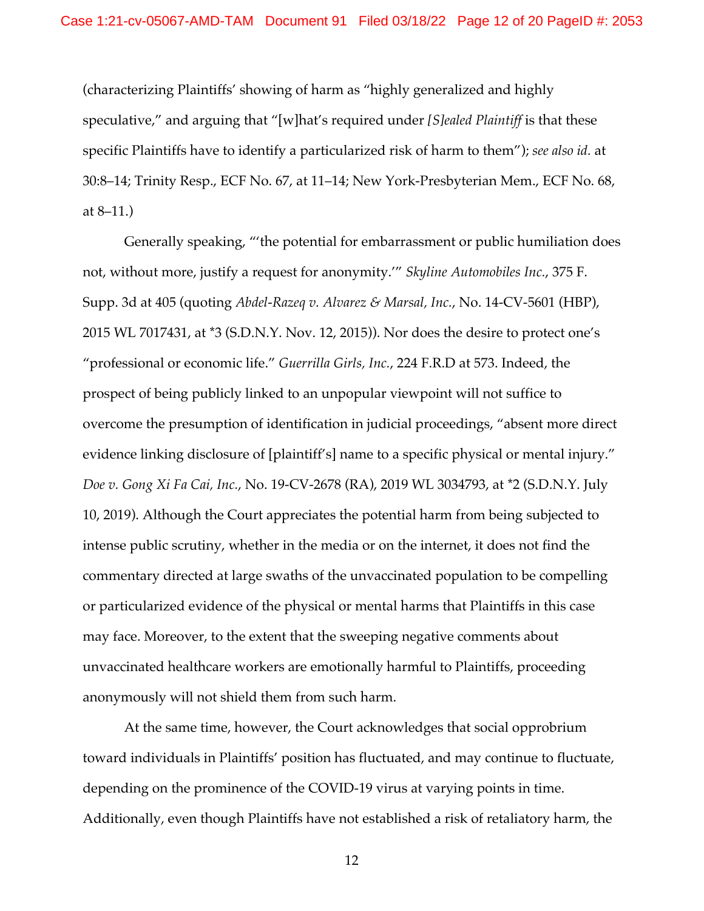(characterizing Plaintiffs' showing of harm as "highly generalized and highly speculative," and arguing that "[w]hat's required under *[S]ealed Plaintiff* is that these specific Plaintiffs have to identify a particularized risk of harm to them"); *see also id.* at 30:8–14; Trinity Resp., ECF No. 67, at 11–14; New York-Presbyterian Mem., ECF No. 68, at 8–11.)

Generally speaking, "'the potential for embarrassment or public humiliation does not, without more, justify a request for anonymity.'" *Skyline Automobiles Inc.*, 375 F. Supp. 3d at 405 (quoting *Abdel-Razeq v. Alvarez & Marsal, Inc.*, No. 14-CV-5601 (HBP), 2015 WL 7017431, at *3 (S.D.N.Y. Nov. 12, 2015)). Nor does the desire to protect one's "professional or economic life." *Guerrilla Girls, Inc.*, 224 F.R.D at 573. Indeed, the prospect of being publicly linked to an unpopular viewpoint will not suffice to overcome the presumption of identification in judicial proceedings, "absent more direct evidence linking disclosure of [plaintiff's] name to a specific physical or mental injury." *Doe v. Gong Xi Fa Cai, Inc.*, No. 19-CV-2678 (RA), 2019 WL 3034793, at *2 (S.D.N.Y. July 10, 2019). Although the Court appreciates the potential harm from being subjected to intense public scrutiny, whether in the media or on the internet, it does not find the commentary directed at large swaths of the unvaccinated population to be compelling or particularized evidence of the physical or mental harms that Plaintiffs in this case may face. Moreover, to the extent that the sweeping negative comments about unvaccinated healthcare workers are emotionally harmful to Plaintiffs, proceeding anonymously will not shield them from such harm.

At the same time, however, the Court acknowledges that social opprobrium toward individuals in Plaintiffs' position has fluctuated, and may continue to fluctuate, depending on the prominence of the COVID-19 virus at varying points in time. Additionally, even though Plaintiffs have not established a risk of retaliatory harm, the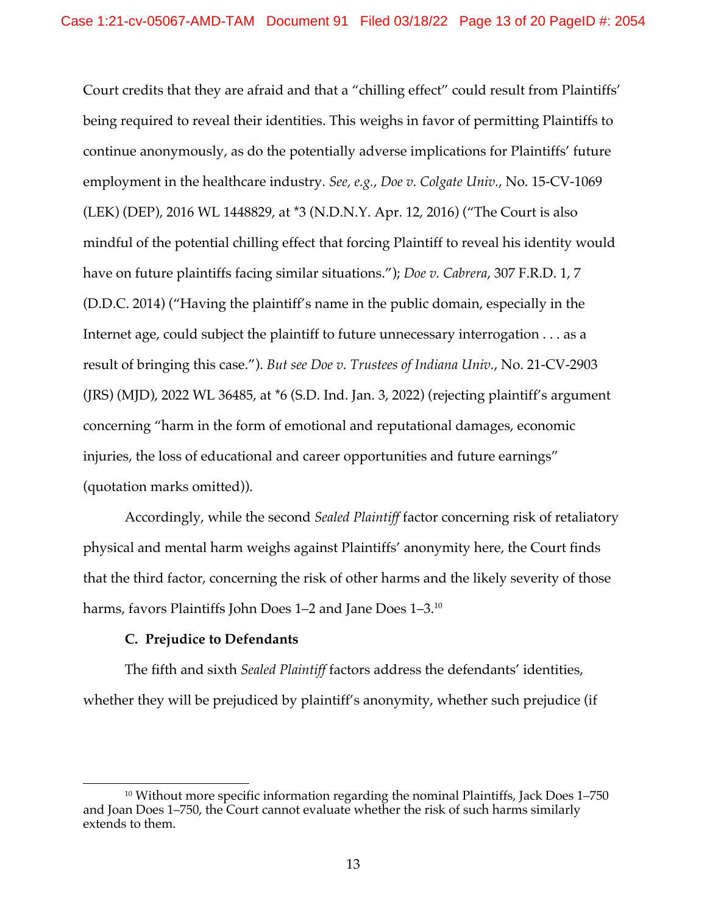Court credits that they are afraid and that a "chilling effect" could result from Plaintiffs' being required to reveal their identities. This weighs in favor of permitting Plaintiffs to continue anonymously, as do the potentially adverse implications for Plaintiffs' future employment in the healthcare industry. *See, e.g.*, *Doe v. Colgate Univ.*, No. 15-CV-1069 (LEK) (DEP), 2016 WL 1448829, at *3 (N.D.N.Y. Apr. 12, 2016) ("The Court is also mindful of the potential chilling effect that forcing Plaintiff to reveal his identity would have on future plaintiffs facing similar situations."); *Doe v. Cabrera*, 307 F.R.D. 1, 7 (D.D.C. 2014) ("Having the plaintiff's name in the public domain, especially in the Internet age, could subject the plaintiff to future unnecessary interrogation . . . as a result of bringing this case."). *But see Doe v. Trustees of Indiana Univ.*, No. 21-CV-2903 (JRS) (MJD), 2022 WL 36485, at *6 (S.D. Ind. Jan. 3, 2022) (rejecting plaintiff's argument concerning "harm in the form of emotional and reputational damages, economic injuries, the loss of educational and career opportunities and future earnings" (quotation marks omitted)).

Accordingly, while the second *Sealed Plaintiff* factor concerning risk of retaliatory physical and mental harm weighs against Plaintiffs' anonymity here, the Court finds that the third factor, concerning the risk of other harms and the likely severity of those harms, favors Plaintiffs John Does 1–2 and Jane Does 1–3.[10]

**C. Prejudice to Defendants**

The fifth and sixth *Sealed Plaintiff* factors address the defendants' identities, whether they will be prejudiced by plaintiff's anonymity, whether such prejudice (if

---

[10] Without more specific information regarding the nominal Plaintiffs, Jack Does 1–750 and Joan Does 1–750, the Court cannot evaluate whether the risk of such harms similarly extends to them.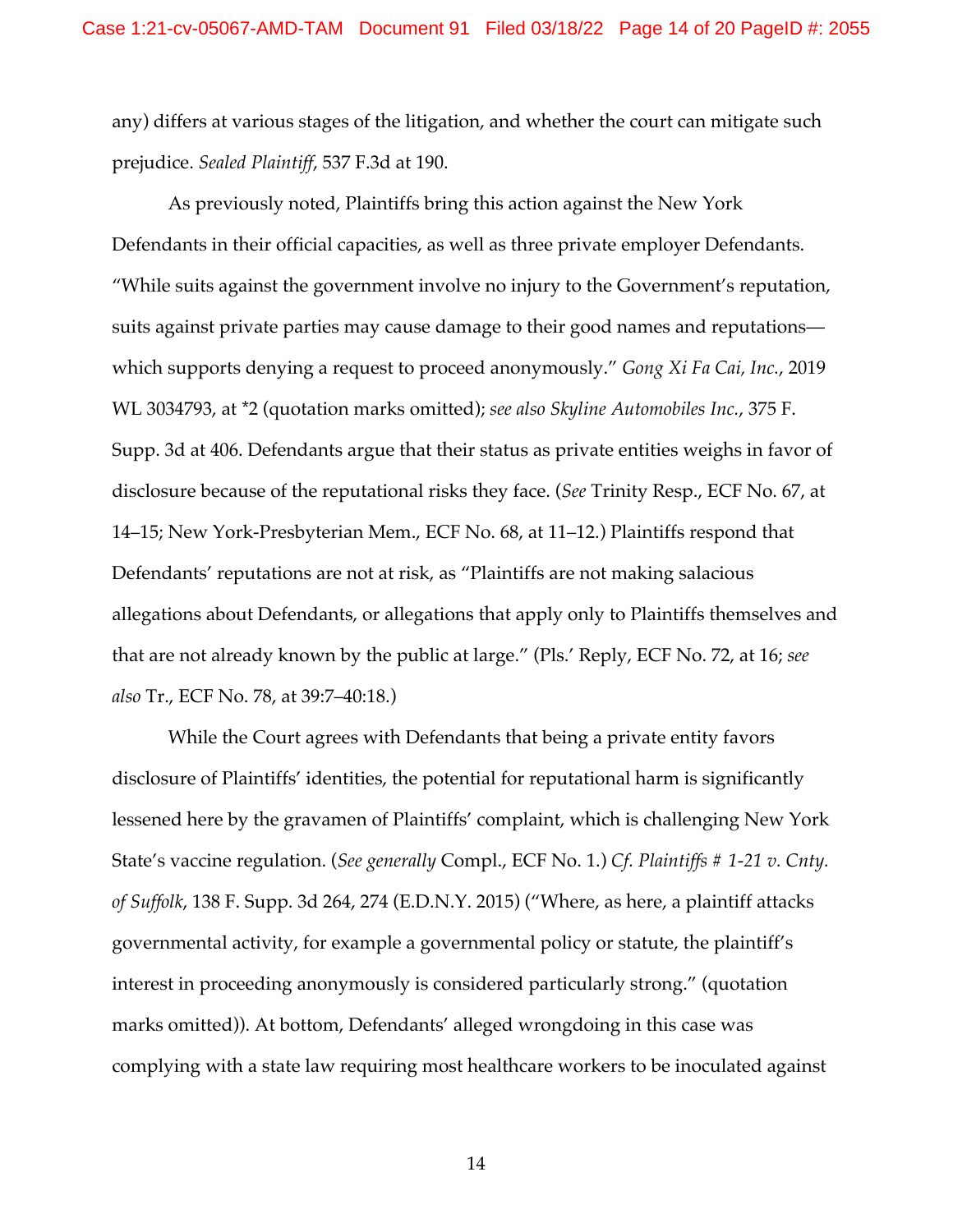any) differs at various stages of the litigation, and whether the court can mitigate such prejudice. *Sealed Plaintiff*, 537 F.3d at 190.

As previously noted, Plaintiffs bring this action against the New York Defendants in their official capacities, as well as three private employer Defendants. "While suits against the government involve no injury to the Government's reputation, suits against private parties may cause damage to their good names and reputations—which supports denying a request to proceed anonymously." *Gong Xi Fa Cai, Inc.*, 2019 WL 3034793, at *2 (quotation marks omitted); *see also Skyline Automobiles Inc.*, 375 F. Supp. 3d at 406. Defendants argue that their status as private entities weighs in favor of disclosure because of the reputational risks they face. (*See* Trinity Resp., ECF No. 67, at 14–15; New York-Presbyterian Mem., ECF No. 68, at 11–12.) Plaintiffs respond that Defendants' reputations are not at risk, as "Plaintiffs are not making salacious allegations about Defendants, or allegations that apply only to Plaintiffs themselves and that are not already known by the public at large." (Pls.' Reply, ECF No. 72, at 16; *see also* Tr., ECF No. 78, at 39:7–40:18.)

While the Court agrees with Defendants that being a private entity favors disclosure of Plaintiffs' identities, the potential for reputational harm is significantly lessened here by the gravamen of Plaintiffs' complaint, which is challenging New York State's vaccine regulation. (*See generally* Compl., ECF No. 1.) *Cf. Plaintiffs # 1-21 v. Cnty. of Suffolk*, 138 F. Supp. 3d 264, 274 (E.D.N.Y. 2015) ("Where, as here, a plaintiff attacks governmental activity, for example a governmental policy or statute, the plaintiff's interest in proceeding anonymously is considered particularly strong." (quotation marks omitted)). At bottom, Defendants' alleged wrongdoing in this case was complying with a state law requiring most healthcare workers to be inoculated against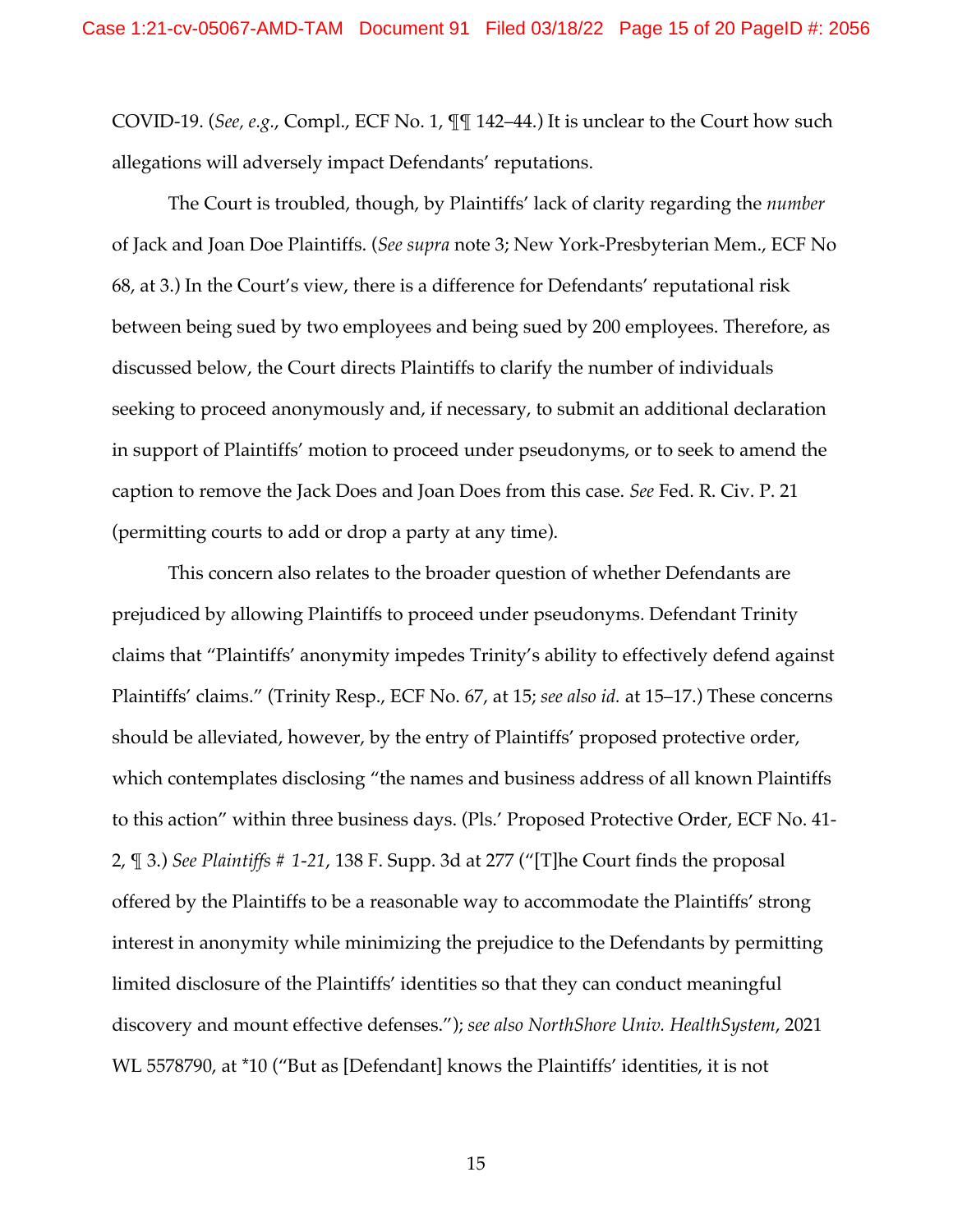COVID-19. (*See, e.g.*, Compl., ECF No. 1, ¶¶ 142–44.) It is unclear to the Court how such allegations will adversely impact Defendants' reputations.

The Court is troubled, though, by Plaintiffs' lack of clarity regarding the *number* of Jack and Joan Doe Plaintiffs. (*See supra* note 3; New York-Presbyterian Mem., ECF No 68, at 3.) In the Court's view, there is a difference for Defendants' reputational risk between being sued by two employees and being sued by 200 employees. Therefore, as discussed below, the Court directs Plaintiffs to clarify the number of individuals seeking to proceed anonymously and, if necessary, to submit an additional declaration in support of Plaintiffs' motion to proceed under pseudonyms, or to seek to amend the caption to remove the Jack Does and Joan Does from this case. *See* Fed. R. Civ. P. 21 (permitting courts to add or drop a party at any time).

This concern also relates to the broader question of whether Defendants are prejudiced by allowing Plaintiffs to proceed under pseudonyms. Defendant Trinity claims that "Plaintiffs' anonymity impedes Trinity's ability to effectively defend against Plaintiffs' claims." (Trinity Resp., ECF No. 67, at 15; *see also id.* at 15–17.) These concerns should be alleviated, however, by the entry of Plaintiffs' proposed protective order, which contemplates disclosing "the names and business address of all known Plaintiffs to this action" within three business days. (Pls.' Proposed Protective Order, ECF No. 41-2, ¶ 3.) *See Plaintiffs # 1-21*, 138 F. Supp. 3d at 277 ("[T]he Court finds the proposal offered by the Plaintiffs to be a reasonable way to accommodate the Plaintiffs' strong interest in anonymity while minimizing the prejudice to the Defendants by permitting limited disclosure of the Plaintiffs' identities so that they can conduct meaningful discovery and mount effective defenses."); *see also NorthShore Univ. HealthSystem*, 2021 WL 5578790, at *10 ("But as [Defendant] knows the Plaintiffs' identities, it is not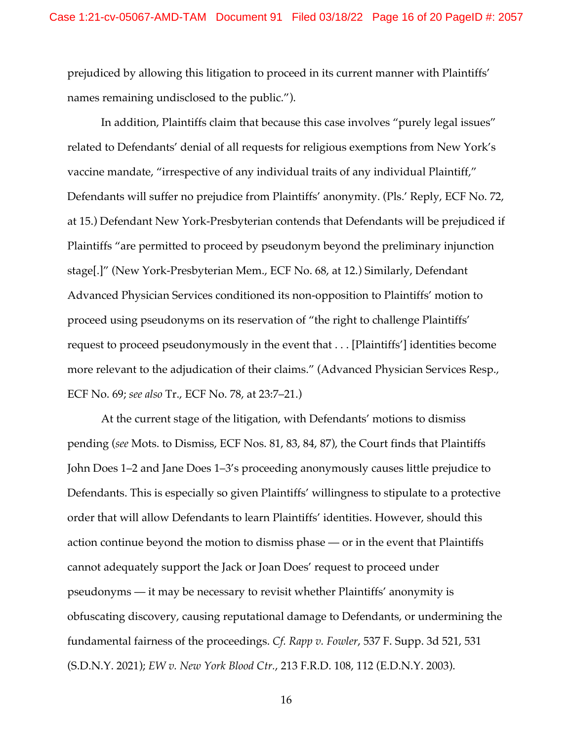prejudiced by allowing this litigation to proceed in its current manner with Plaintiffs' names remaining undisclosed to the public.").

In addition, Plaintiffs claim that because this case involves "purely legal issues" related to Defendants' denial of all requests for religious exemptions from New York's vaccine mandate, "irrespective of any individual traits of any individual Plaintiff," Defendants will suffer no prejudice from Plaintiffs' anonymity. (Pls.' Reply, ECF No. 72, at 15.) Defendant New York-Presbyterian contends that Defendants will be prejudiced if Plaintiffs "are permitted to proceed by pseudonym beyond the preliminary injunction stage[.]" (New York-Presbyterian Mem., ECF No. 68, at 12.) Similarly, Defendant Advanced Physician Services conditioned its non-opposition to Plaintiffs' motion to proceed using pseudonyms on its reservation of "the right to challenge Plaintiffs' request to proceed pseudonymously in the event that . . . [Plaintiffs'] identities become more relevant to the adjudication of their claims." (Advanced Physician Services Resp., ECF No. 69; *see also* Tr., ECF No. 78, at 23:7–21.)

At the current stage of the litigation, with Defendants' motions to dismiss pending (*see* Mots. to Dismiss, ECF Nos. 81, 83, 84, 87), the Court finds that Plaintiffs John Does 1–2 and Jane Does 1–3's proceeding anonymously causes little prejudice to Defendants. This is especially so given Plaintiffs' willingness to stipulate to a protective order that will allow Defendants to learn Plaintiffs' identities. However, should this action continue beyond the motion to dismiss phase — or in the event that Plaintiffs cannot adequately support the Jack or Joan Does' request to proceed under pseudonyms — it may be necessary to revisit whether Plaintiffs' anonymity is obfuscating discovery, causing reputational damage to Defendants, or undermining the fundamental fairness of the proceedings. *Cf. Rapp v. Fowler*, 537 F. Supp. 3d 521, 531 (S.D.N.Y. 2021); *EW v. New York Blood Ctr.*, 213 F.R.D. 108, 112 (E.D.N.Y. 2003).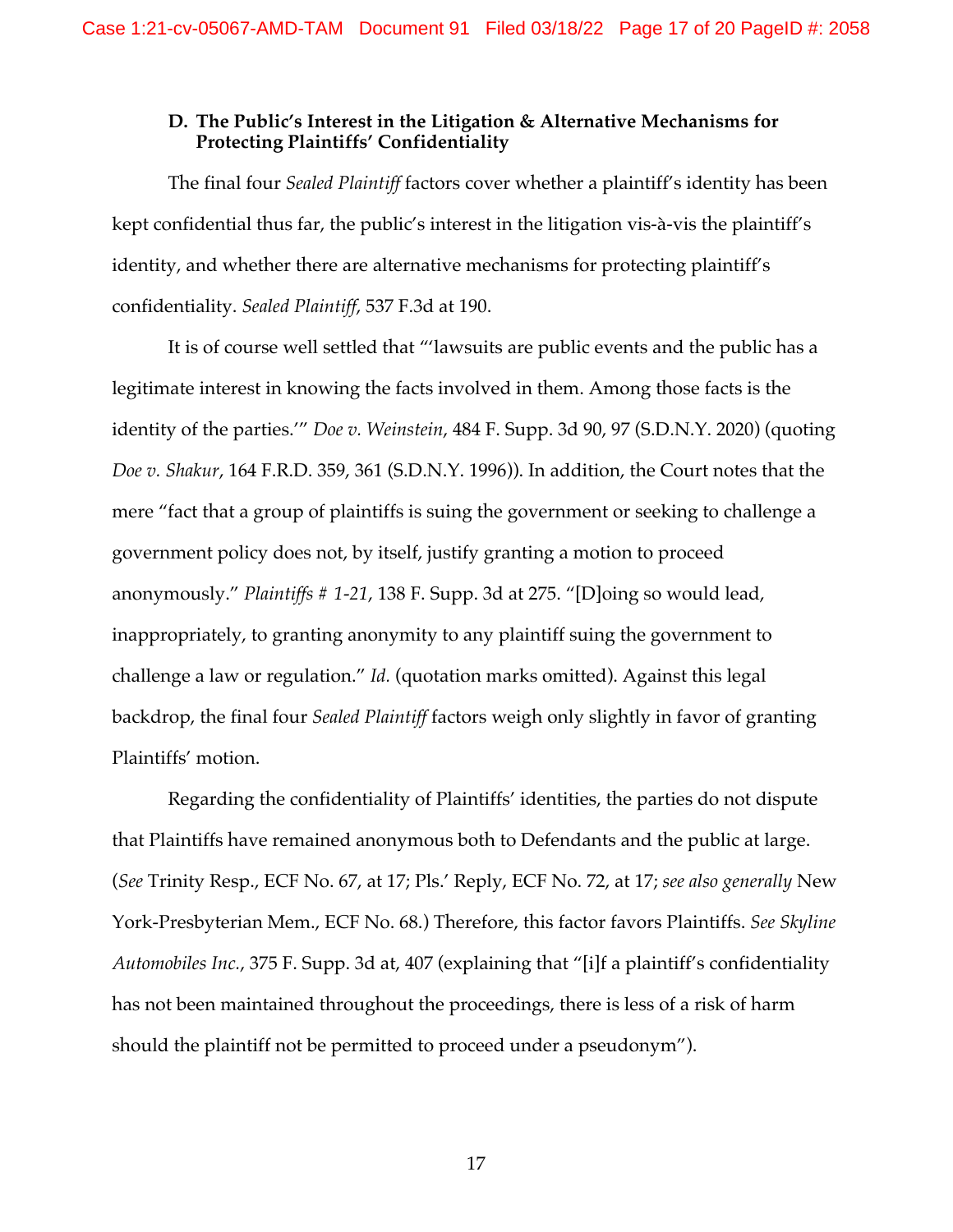### D. The Public's Interest in the Litigation & Alternative Mechanisms for Protecting Plaintiffs' Confidentiality

The final four *Sealed Plaintiff* factors cover whether a plaintiff's identity has been kept confidential thus far, the public's interest in the litigation vis-à-vis the plaintiff's identity, and whether there are alternative mechanisms for protecting plaintiff's confidentiality. *Sealed Plaintiff*, 537 F.3d at 190.

It is of course well settled that "'lawsuits are public events and the public has a legitimate interest in knowing the facts involved in them. Among those facts is the identity of the parties.'" *Doe v. Weinstein*, 484 F. Supp. 3d 90, 97 (S.D.N.Y. 2020) (quoting *Doe v. Shakur*, 164 F.R.D. 359, 361 (S.D.N.Y. 1996)). In addition, the Court notes that the mere "fact that a group of plaintiffs is suing the government or seeking to challenge a government policy does not, by itself, justify granting a motion to proceed anonymously." *Plaintiffs # 1-21*, 138 F. Supp. 3d at 275. "[D]oing so would lead, inappropriately, to granting anonymity to any plaintiff suing the government to challenge a law or regulation." *Id.* (quotation marks omitted). Against this legal backdrop, the final four *Sealed Plaintiff* factors weigh only slightly in favor of granting Plaintiffs' motion.

Regarding the confidentiality of Plaintiffs' identities, the parties do not dispute that Plaintiffs have remained anonymous both to Defendants and the public at large. (*See* Trinity Resp., ECF No. 67, at 17; Pls.' Reply, ECF No. 72, at 17; *see also generally* New York-Presbyterian Mem., ECF No. 68.) Therefore, this factor favors Plaintiffs. *See Skyline Automobiles Inc.*, 375 F. Supp. 3d at, 407 (explaining that "[i]f a plaintiff's confidentiality has not been maintained throughout the proceedings, there is less of a risk of harm should the plaintiff not be permitted to proceed under a pseudonym").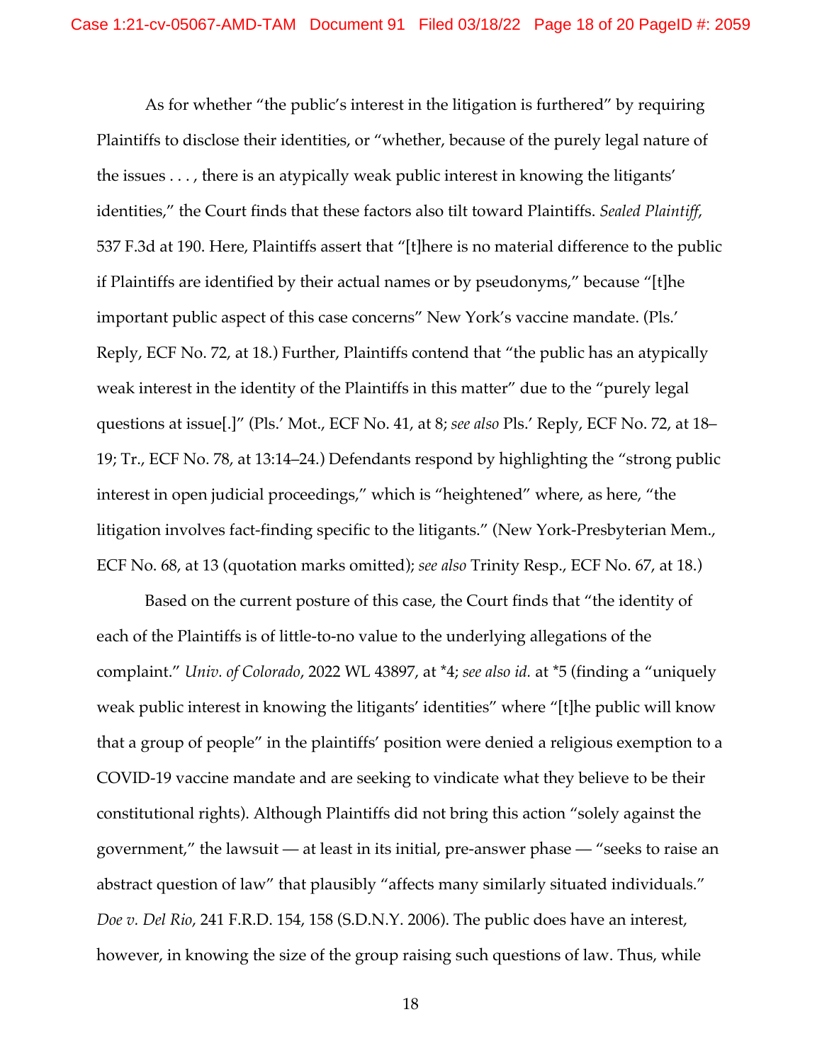As for whether "the public's interest in the litigation is furthered" by requiring Plaintiffs to disclose their identities, or "whether, because of the purely legal nature of the issues . . . , there is an atypically weak public interest in knowing the litigants' identities," the Court finds that these factors also tilt toward Plaintiffs. *Sealed Plaintiff*, 537 F.3d at 190. Here, Plaintiffs assert that "[t]here is no material difference to the public if Plaintiffs are identified by their actual names or by pseudonyms," because "[t]he important public aspect of this case concerns" New York's vaccine mandate. (Pls.' Reply, ECF No. 72, at 18.) Further, Plaintiffs contend that "the public has an atypically weak interest in the identity of the Plaintiffs in this matter" due to the "purely legal questions at issue[.]" (Pls.' Mot., ECF No. 41, at 8; *see also* Pls.' Reply, ECF No. 72, at 18–19; Tr., ECF No. 78, at 13:14–24.) Defendants respond by highlighting the "strong public interest in open judicial proceedings," which is "heightened" where, as here, "the litigation involves fact-finding specific to the litigants." (New York-Presbyterian Mem., ECF No. 68, at 13 (quotation marks omitted); *see also* Trinity Resp., ECF No. 67, at 18.)

Based on the current posture of this case, the Court finds that "the identity of each of the Plaintiffs is of little-to-no value to the underlying allegations of the complaint." *Univ. of Colorado*, 2022 WL 43897, at *4; *see also id.* at *5 (finding a "uniquely weak public interest in knowing the litigants' identities" where "[t]he public will know that a group of people" in the plaintiffs' position were denied a religious exemption to a COVID-19 vaccine mandate and are seeking to vindicate what they believe to be their constitutional rights). Although Plaintiffs did not bring this action "solely against the government," the lawsuit — at least in its initial, pre-answer phase — "seeks to raise an abstract question of law" that plausibly "affects many similarly situated individuals." *Doe v. Del Rio*, 241 F.R.D. 154, 158 (S.D.N.Y. 2006). The public does have an interest, however, in knowing the size of the group raising such questions of law. Thus, while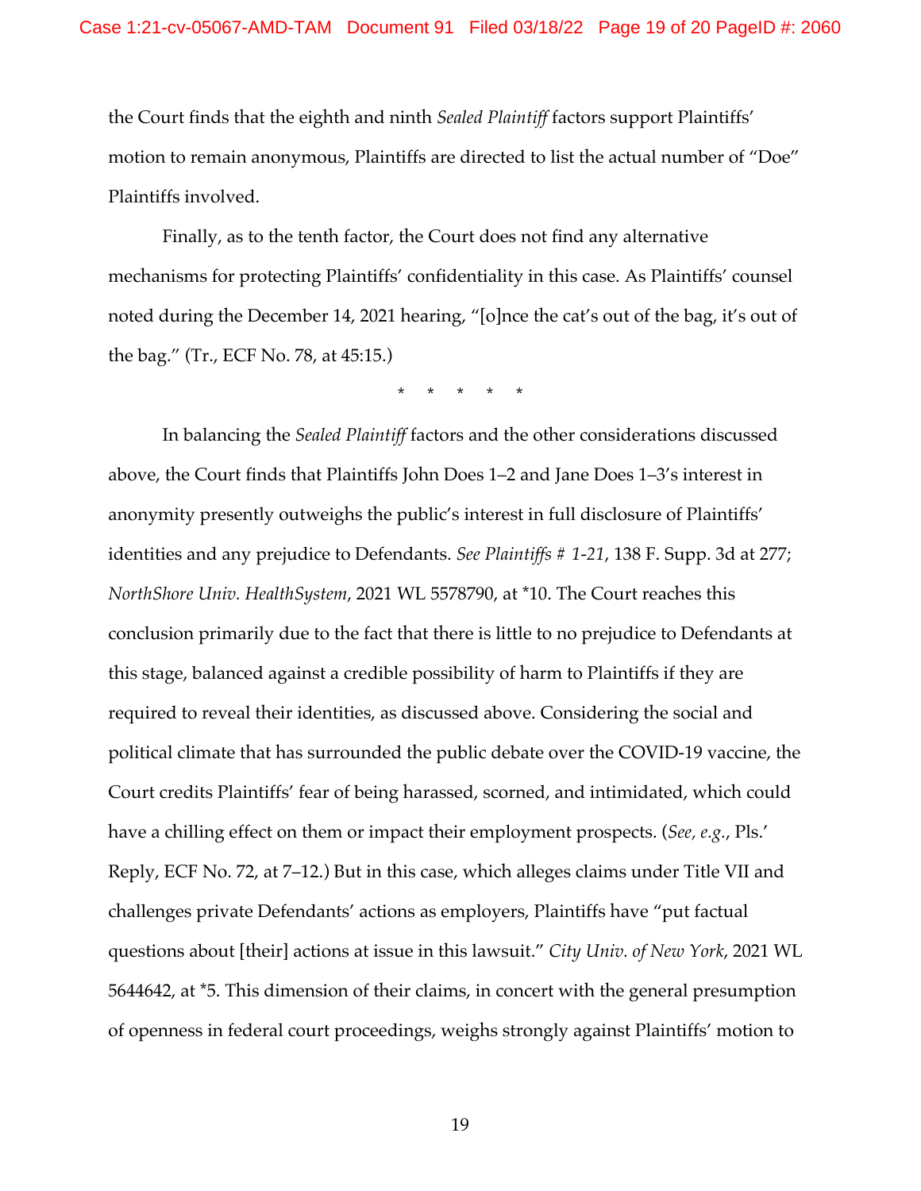the Court finds that the eighth and ninth *Sealed Plaintiff* factors support Plaintiffs' motion to remain anonymous, Plaintiffs are directed to list the actual number of "Doe" Plaintiffs involved.

Finally, as to the tenth factor, the Court does not find any alternative mechanisms for protecting Plaintiffs' confidentiality in this case. As Plaintiffs' counsel noted during the December 14, 2021 hearing, "[o]nce the cat's out of the bag, it's out of the bag." (Tr., ECF No. 78, at 45:15.)

\* \* \* \* \*

In balancing the *Sealed Plaintiff* factors and the other considerations discussed above, the Court finds that Plaintiffs John Does 1–2 and Jane Does 1–3's interest in anonymity presently outweighs the public's interest in full disclosure of Plaintiffs' identities and any prejudice to Defendants. *See Plaintiffs # 1-21*, 138 F. Supp. 3d at 277; *NorthShore Univ. HealthSystem*, 2021 WL 5578790, at \*10. The Court reaches this conclusion primarily due to the fact that there is little to no prejudice to Defendants at this stage, balanced against a credible possibility of harm to Plaintiffs if they are required to reveal their identities, as discussed above. Considering the social and political climate that has surrounded the public debate over the COVID-19 vaccine, the Court credits Plaintiffs' fear of being harassed, scorned, and intimidated, which could have a chilling effect on them or impact their employment prospects. (*See, e.g.*, Pls.' Reply, ECF No. 72, at 7–12.) But in this case, which alleges claims under Title VII and challenges private Defendants' actions as employers, Plaintiffs have "put factual questions about [their] actions at issue in this lawsuit." *City Univ. of New York*, 2021 WL 5644642, at \*5. This dimension of their claims, in concert with the general presumption of openness in federal court proceedings, weighs strongly against Plaintiffs' motion to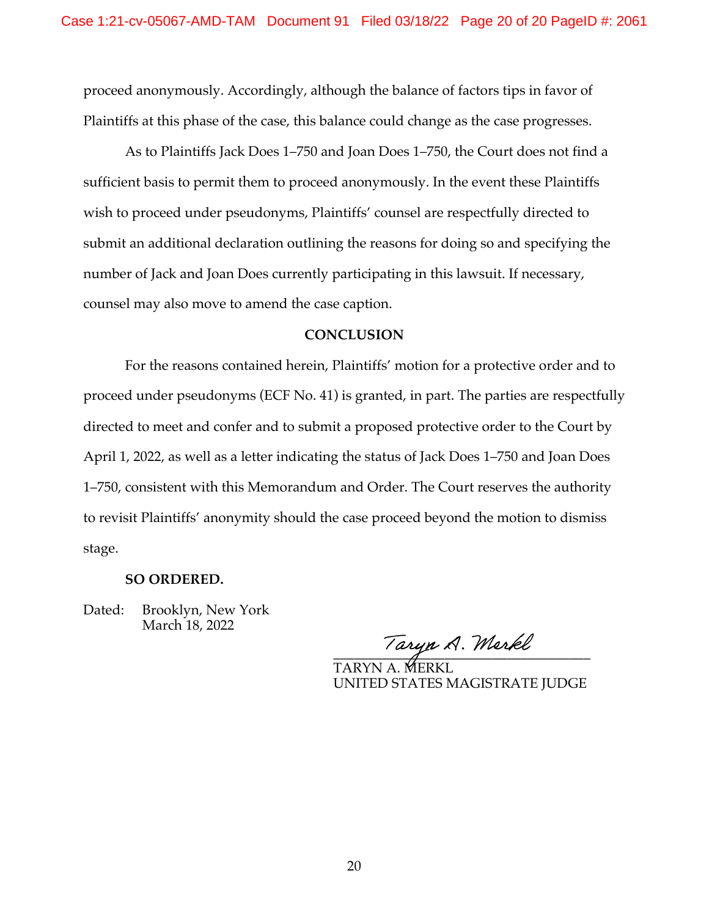proceed anonymously. Accordingly, although the balance of factors tips in favor of Plaintiffs at this phase of the case, this balance could change as the case progresses.

As to Plaintiffs Jack Does 1–750 and Joan Does 1–750, the Court does not find a sufficient basis to permit them to proceed anonymously. In the event these Plaintiffs wish to proceed under pseudonyms, Plaintiffs' counsel are respectfully directed to submit an additional declaration outlining the reasons for doing so and specifying the number of Jack and Joan Does currently participating in this lawsuit. If necessary, counsel may also move to amend the case caption.

## CONCLUSION

For the reasons contained herein, Plaintiffs' motion for a protective order and to proceed under pseudonyms (ECF No. 41) is granted, in part. The parties are respectfully directed to meet and confer and to submit a proposed protective order to the Court by April 1, 2022, as well as a letter indicating the status of Jack Does 1–750 and Joan Does 1–750, consistent with this Memorandum and Order. The Court reserves the authority to revisit Plaintiffs' anonymity should the case proceed beyond the motion to dismiss stage.

**SO ORDERED.**

Dated: Brooklyn, New York
March 18, 2022

Taryn A. Merkl
TARYN A. MERKL
UNITED STATES MAGISTRATE JUDGE